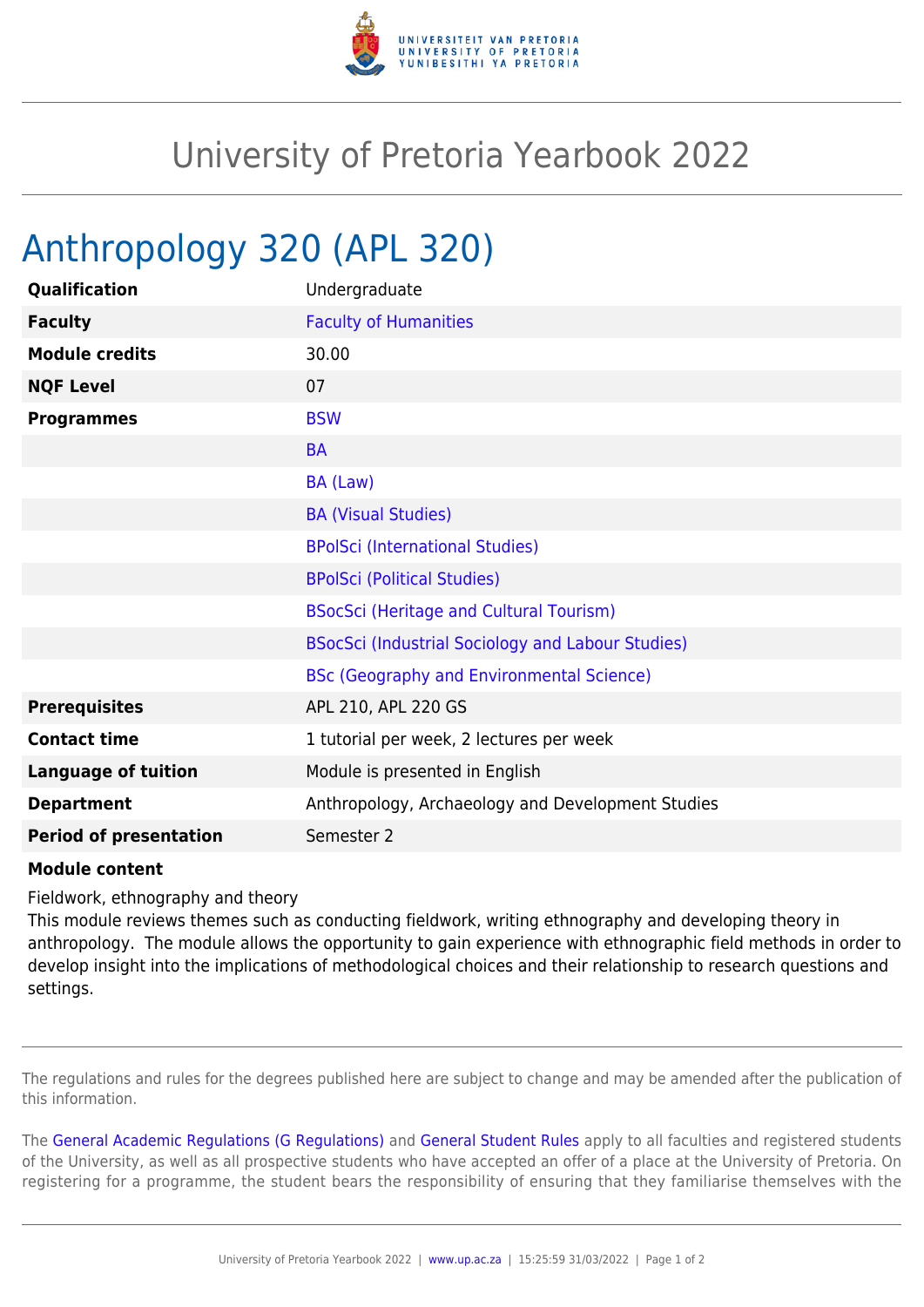# University of Pretoria Yearbook 2022

## Anthropology 320 (APL 320)

| | |
|---|---|
| **Qualification** | Undergraduate |
| **Faculty** | Faculty of Humanities |
| **Module credits** | 30.00 |
| **NQF Level** | 07 |
| **Programmes** | BSW |
| | BA |
| | BA (Law) |
| | BA (Visual Studies) |
| | BPolSci (International Studies) |
| | BPolSci (Political Studies) |
| | BSocSci (Heritage and Cultural Tourism) |
| | BSocSci (Industrial Sociology and Labour Studies) |
| | BSc (Geography and Environmental Science) |
| **Prerequisites** | APL 210, APL 220 GS |
| **Contact time** | 1 tutorial per week, 2 lectures per week |
| **Language of tuition** | Module is presented in English |
| **Department** | Anthropology, Archaeology and Development Studies |
| **Period of presentation** | Semester 2 |

**Module content**

Fieldwork, ethnography and theory
This module reviews themes such as conducting fieldwork, writing ethnography and developing theory in anthropology. The module allows the opportunity to gain experience with ethnographic field methods in order to develop insight into the implications of methodological choices and their relationship to research questions and settings.

The regulations and rules for the degrees published here are subject to change and may be amended after the publication of this information.

The General Academic Regulations (G Regulations) and General Student Rules apply to all faculties and registered students of the University, as well as all prospective students who have accepted an offer of a place at the University of Pretoria. On registering for a programme, the student bears the responsibility of ensuring that they familiarise themselves with the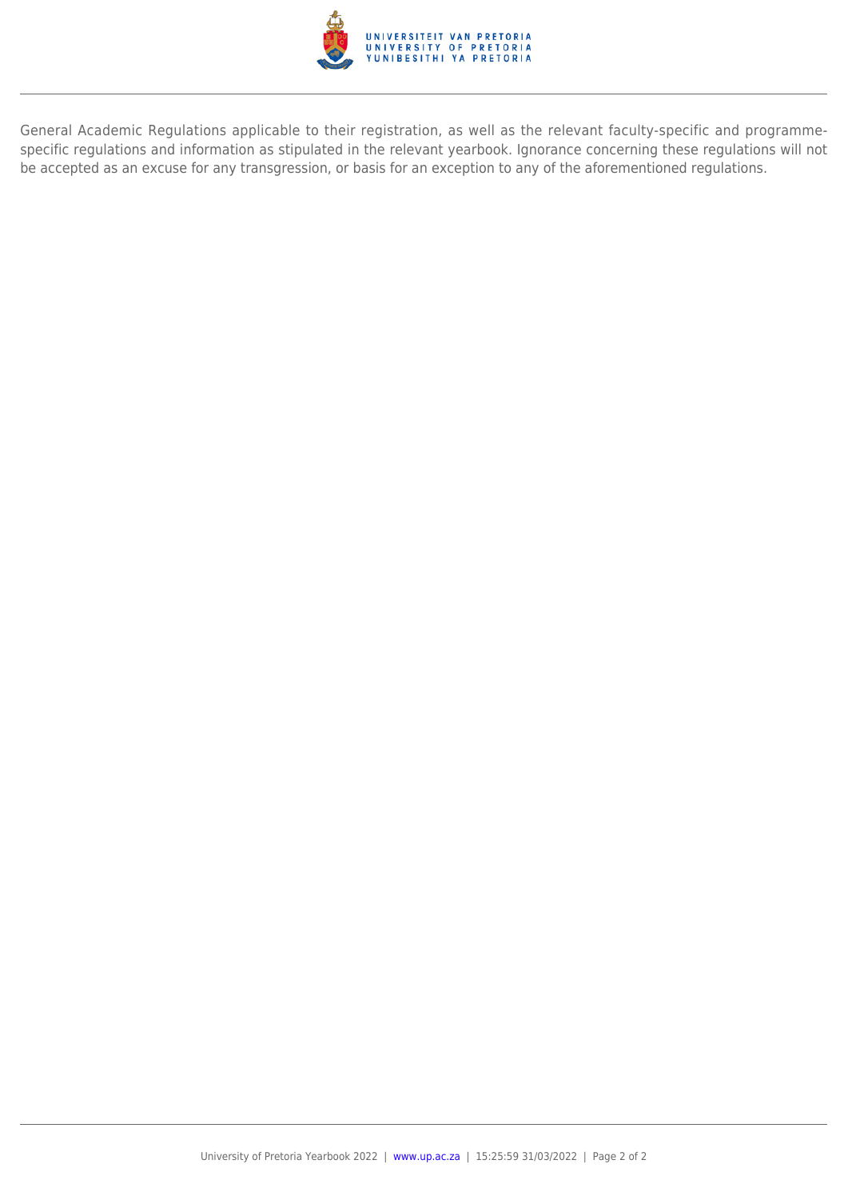General Academic Regulations applicable to their registration, as well as the relevant faculty-specific and programme-specific regulations and information as stipulated in the relevant yearbook. Ignorance concerning these regulations will not be accepted as an excuse for any transgression, or basis for an exception to any of the aforementioned regulations.